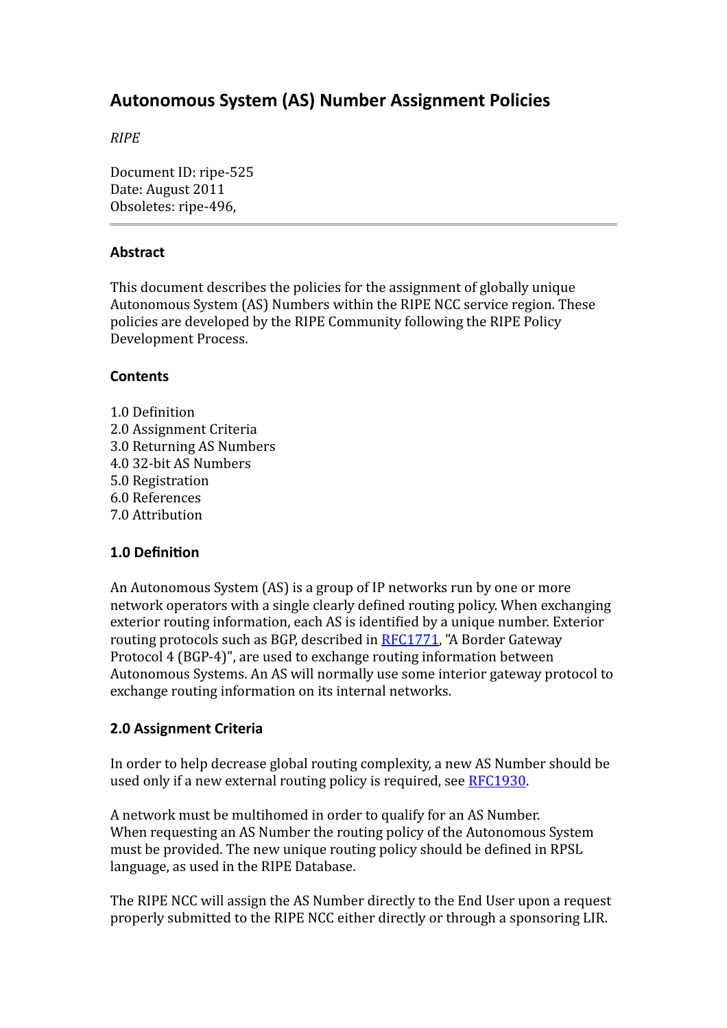# Autonomous System (AS) Number Assignment Policies

*RIPE*

Document ID: ripe-525
Date: August 2011
Obsoletes: ripe-496,

---

### Abstract

This document describes the policies for the assignment of globally unique Autonomous System (AS) Numbers within the RIPE NCC service region. These policies are developed by the RIPE Community following the RIPE Policy Development Process.

### Contents

1.0 Definition
2.0 Assignment Criteria
3.0 Returning AS Numbers
4.0 32-bit AS Numbers
5.0 Registration
6.0 References
7.0 Attribution

### 1.0 Definition

An Autonomous System (AS) is a group of IP networks run by one or more network operators with a single clearly defined routing policy. When exchanging exterior routing information, each AS is identified by a unique number. Exterior routing protocols such as BGP, described in [RFC1771](), "A Border Gateway Protocol 4 (BGP-4)", are used to exchange routing information between Autonomous Systems. An AS will normally use some interior gateway protocol to exchange routing information on its internal networks.

### 2.0 Assignment Criteria

In order to help decrease global routing complexity, a new AS Number should be used only if a new external routing policy is required, see [RFC1930]().

A network must be multihomed in order to qualify for an AS Number.
When requesting an AS Number the routing policy of the Autonomous System must be provided. The new unique routing policy should be defined in RPSL language, as used in the RIPE Database.

The RIPE NCC will assign the AS Number directly to the End User upon a request properly submitted to the RIPE NCC either directly or through a sponsoring LIR.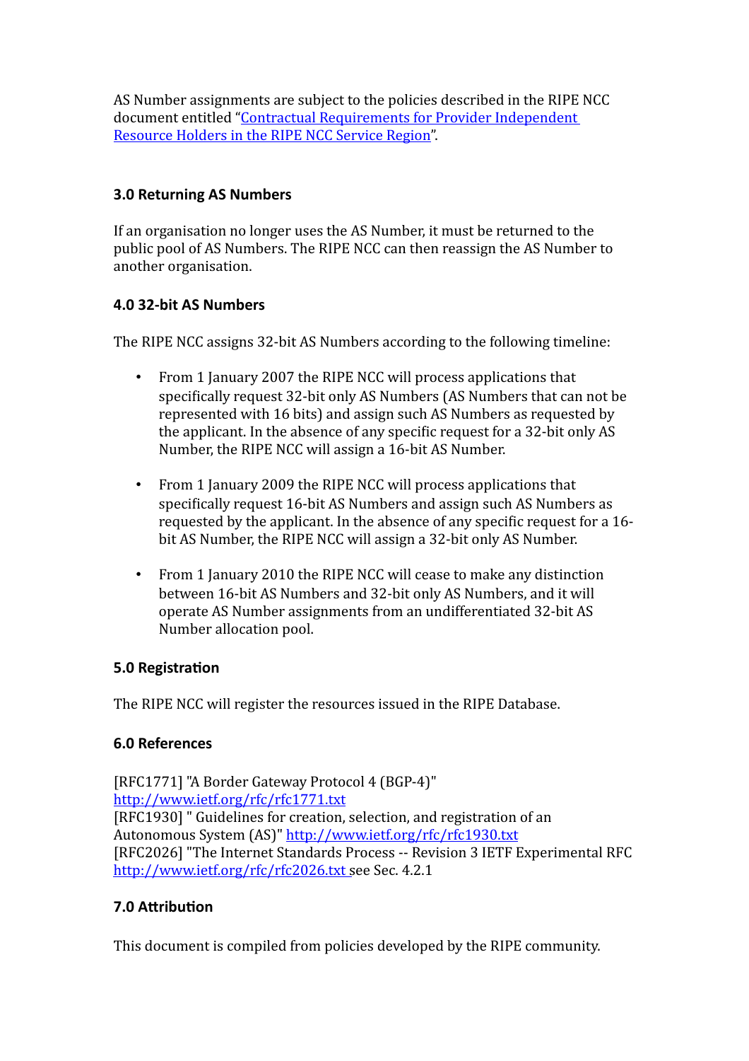AS Number assignments are subject to the policies described in the RIPE NCC document entitled "[Contractual Requirements for Provider Independent Resource Holders in the RIPE NCC Service Region](#)".

### 3.0 Returning AS Numbers

If an organisation no longer uses the AS Number, it must be returned to the public pool of AS Numbers. The RIPE NCC can then reassign the AS Number to another organisation.

### 4.0 32-bit AS Numbers

The RIPE NCC assigns 32-bit AS Numbers according to the following timeline:

- From 1 January 2007 the RIPE NCC will process applications that specifically request 32-bit only AS Numbers (AS Numbers that can not be represented with 16 bits) and assign such AS Numbers as requested by the applicant. In the absence of any specific request for a 32-bit only AS Number, the RIPE NCC will assign a 16-bit AS Number.

- From 1 January 2009 the RIPE NCC will process applications that specifically request 16-bit AS Numbers and assign such AS Numbers as requested by the applicant. In the absence of any specific request for a 16-bit AS Number, the RIPE NCC will assign a 32-bit only AS Number.

- From 1 January 2010 the RIPE NCC will cease to make any distinction between 16-bit AS Numbers and 32-bit only AS Numbers, and it will operate AS Number assignments from an undifferentiated 32-bit AS Number allocation pool.

### 5.0 Registration

The RIPE NCC will register the resources issued in the RIPE Database.

### 6.0 References

[RFC1771] "A Border Gateway Protocol 4 (BGP-4)"
http://www.ietf.org/rfc/rfc1771.txt
[RFC1930] " Guidelines for creation, selection, and registration of an Autonomous System (AS)" http://www.ietf.org/rfc/rfc1930.txt
[RFC2026] "The Internet Standards Process -- Revision 3 IETF Experimental RFC
http://www.ietf.org/rfc/rfc2026.txt see Sec. 4.2.1

### 7.0 Attribution

This document is compiled from policies developed by the RIPE community.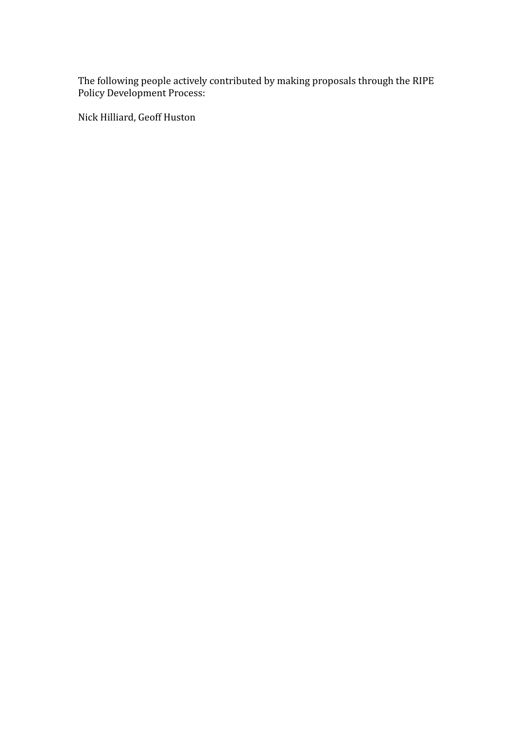The following people actively contributed by making proposals through the RIPE Policy Development Process:

Nick Hilliard, Geoff Huston